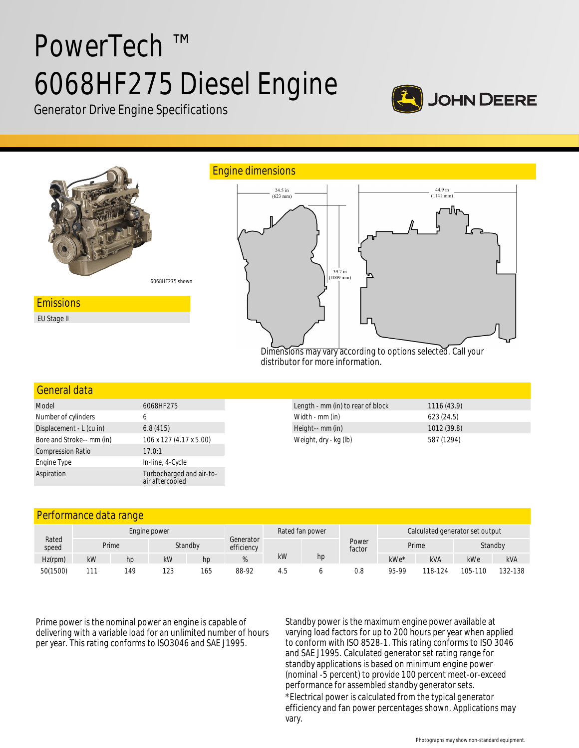# PowerTech ™ 6068HF275 Diesel Engine

Generator Drive Engine Specifications

6068HF275 shown

## Emissions

EU Stage II

## Engine dimensions

24.5 in (623 mm)

44.9 in (1141 mm)

39.7 in (1009 mm)

Dimensions may vary according to options selected. Call your distributor for more information.

## General data

| | |
|---|---|
| Model | 6068HF275 |
| Number of cylinders | 6 |
| Displacement - L (cu in) | 6.8 (415) |
| Bore and Stroke-- mm (in) | 106 x 127 (4.17 x 5.00) |
| Compression Ratio | 17.0:1 |
| Engine Type | In-line, 4-Cycle |
| Aspiration | Turbocharged and air-to-air aftercooled |

| | |
|---|---|
| Length - mm (in) to rear of block | 1116 (43.9) |
| Width - mm (in) | 623 (24.5) |
| Height-- mm (in) | 1012 (39.8) |
| Weight, dry - kg (lb) | 587 (1294) |

## Performance data range

| Rated speed | Engine power | | | | Generator efficiency | Rated fan power | | Power factor | Calculated generator set output | | | |
|---|---|---|---|---|---|---|---|---|---|---|---|---|
| | Prime | | Standby | | | | | | Prime | | Standby | |
| Hz(rpm) | kW | hp | kW | hp | % | kW | hp | | kWe* | kVA | kWe | kVA |
| 50(1500) | 111 | 149 | 123 | 165 | 88-92 | 4.5 | 6 | 0.8 | 95-99 | 118-124 | 105-110 | 132-138 |

Prime power is the nominal power an engine is capable of delivering with a variable load for an unlimited number of hours per year. This rating conforms to ISO3046 and SAE J1995.

Standby power is the maximum engine power available at varying load factors for up to 200 hours per year when applied to conform with ISO 8528-1. This rating conforms to ISO 3046 and SAE J1995. Calculated generator set rating range for standby applications is based on minimum engine power (nominal -5 percent) to provide 100 percent meet-or-exceed performance for assembled standby generator sets.

*Electrical power is calculated from the typical generator efficiency and fan power percentages shown. Applications may vary.

Photographs may show non-standard equipment.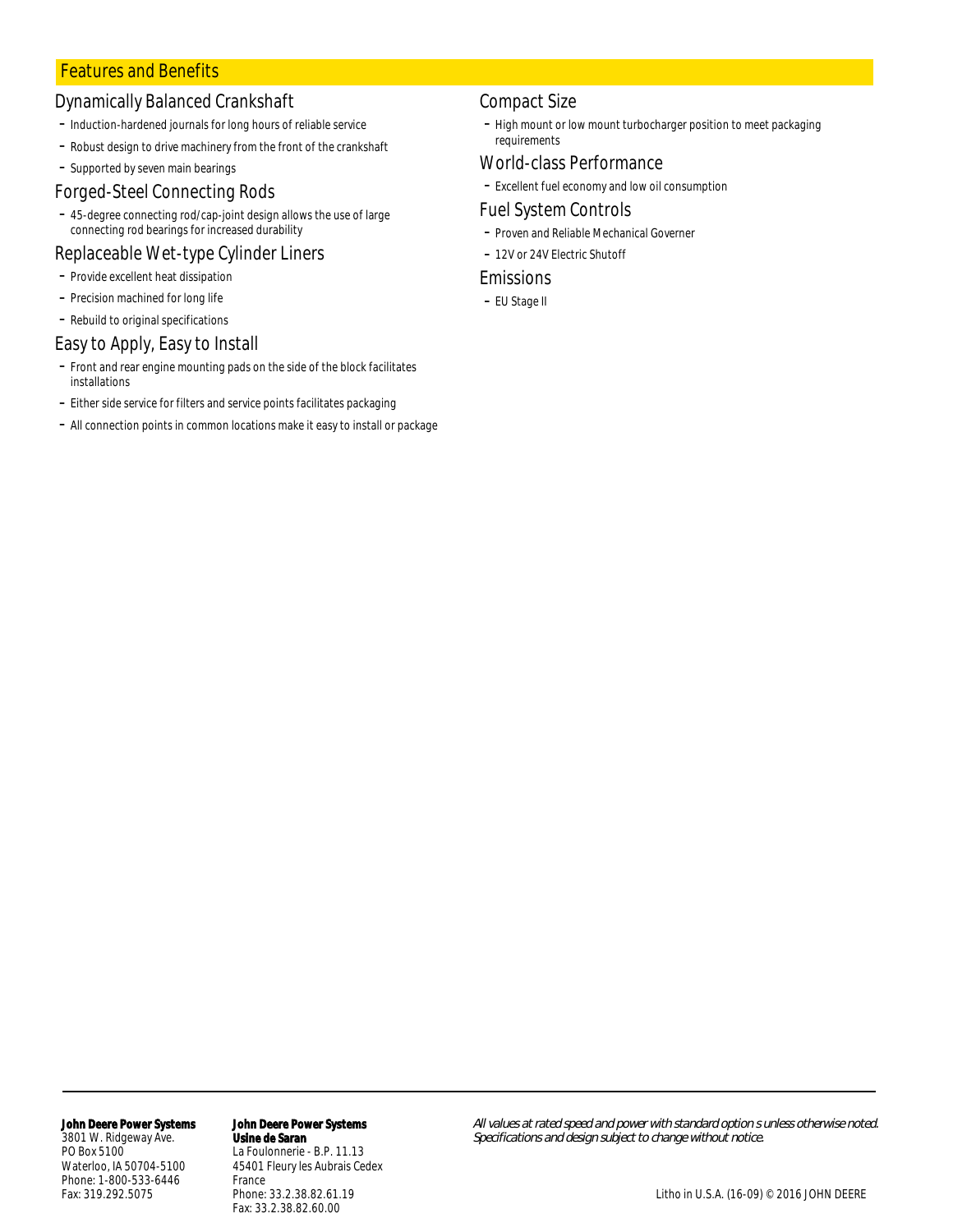## Features and Benefits

### Dynamically Balanced Crankshaft

- Induction-hardened journals for long hours of reliable service
- Robust design to drive machinery from the front of the crankshaft
- Supported by seven main bearings

### Forged-Steel Connecting Rods

- 45-degree connecting rod/cap-joint design allows the use of large connecting rod bearings for increased durability

### Replaceable Wet-type Cylinder Liners

- Provide excellent heat dissipation
- Precision machined for long life
- Rebuild to original specifications

### Easy to Apply, Easy to Install

- Front and rear engine mounting pads on the side of the block facilitates installations
- Either side service for filters and service points facilitates packaging
- All connection points in common locations make it easy to install or package

### Compact Size

- High mount or low mount turbocharger position to meet packaging requirements

### World-class Performance

- Excellent fuel economy and low oil consumption

### Fuel System Controls

- Proven and Reliable Mechanical Governer
- 12V or 24V Electric Shutoff

### Emissions

- EU Stage II

---

**John Deere Power Systems**
3801 W. Ridgeway Ave.
PO Box 5100
Waterloo, IA 50704-5100
Phone: 1-800-533-6446
Fax: 319.292.5075

**John Deere Power Systems**
**Usine de Saran**
La Foulonnerie - B.P. 11.13
45401 Fleury les Aubrais Cedex
France
Phone: 33.2.38.82.61.19
Fax: 33.2.38.82.60.00

*All values at rated speed and power with standard option s unless otherwise noted. Specifications and design subject to change without notice.*

Litho in U.S.A. (16-09) © 2016 JOHN DEERE